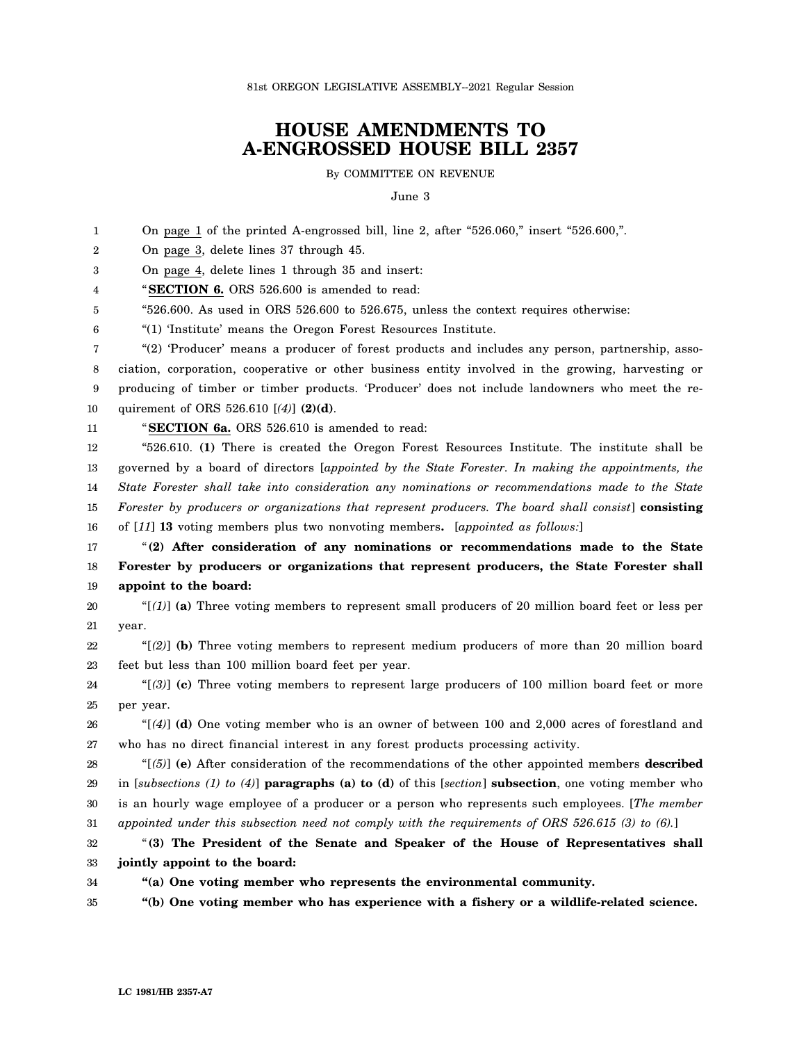81st OREGON LEGISLATIVE ASSEMBLY--2021 Regular Session

# HOUSE AMENDMENTS TO A-ENGROSSED HOUSE BILL 2357

By COMMITTEE ON REVENUE

June 3

On page 1 of the printed A-engrossed bill, line 2, after "526.060," insert "526.600,".

On page 3, delete lines 37 through 45.

On page 4, delete lines 1 through 35 and insert:

"**SECTION 6.** ORS 526.600 is amended to read:

"526.600. As used in ORS 526.600 to 526.675, unless the context requires otherwise:

"(1) 'Institute' means the Oregon Forest Resources Institute.

"(2) 'Producer' means a producer of forest products and includes any person, partnership, association, corporation, cooperative or other business entity involved in the growing, harvesting or producing of timber or timber products. 'Producer' does not include landowners who meet the requirement of ORS 526.610 [*(4)*] **(2)(d)**.

"**SECTION 6a.** ORS 526.610 is amended to read:

"526.610. **(1)** There is created the Oregon Forest Resources Institute. The institute shall be governed by a board of directors [*appointed by the State Forester. In making the appointments, the State Forester shall take into consideration any nominations or recommendations made to the State Forester by producers or organizations that represent producers. The board shall consist*] **consisting** of [*11*] **13** voting members plus two nonvoting members**.** [*appointed as follows:*]

"**(2) After consideration of any nominations or recommendations made to the State Forester by producers or organizations that represent producers, the State Forester shall appoint to the board:**

"[*(1)*] **(a)** Three voting members to represent small producers of 20 million board feet or less per year.

"[*(2)*] **(b)** Three voting members to represent medium producers of more than 20 million board feet but less than 100 million board feet per year.

"[*(3)*] **(c)** Three voting members to represent large producers of 100 million board feet or more per year.

"[*(4)*] **(d)** One voting member who is an owner of between 100 and 2,000 acres of forestland and who has no direct financial interest in any forest products processing activity.

"[*(5)*] **(e)** After consideration of the recommendations of the other appointed members **described** in [*subsections (1) to (4)*] **paragraphs (a) to (d)** of this [*section*] **subsection**, one voting member who is an hourly wage employee of a producer or a person who represents such employees. [*The member appointed under this subsection need not comply with the requirements of ORS 526.615 (3) to (6).*]

"**(3) The President of the Senate and Speaker of the House of Representatives shall jointly appoint to the board:**

**"(a) One voting member who represents the environmental community.**

**"(b) One voting member who has experience with a fishery or a wildlife-related science.**

LC 1981/HB 2357-A7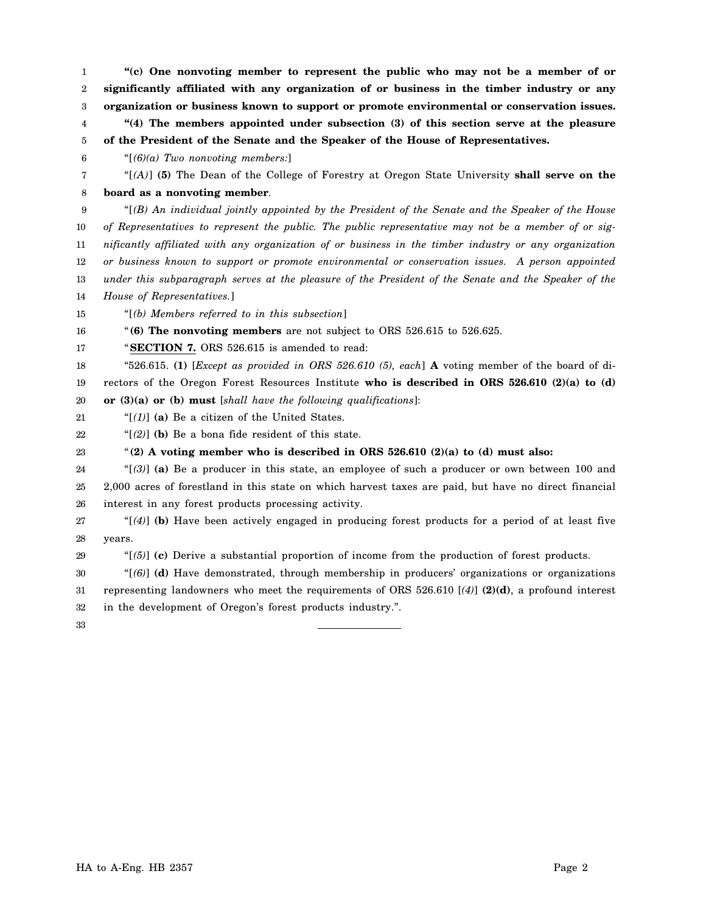**"(c) One nonvoting member to represent the public who may not be a member of or significantly affiliated with any organization of or business in the timber industry or any organization or business known to support or promote environmental or conservation issues.**

**"(4) The members appointed under subsection (3) of this section serve at the pleasure of the President of the Senate and the Speaker of the House of Representatives.**

"[*(6)(a) Two nonvoting members:*]

"[*(A)*] **(5)** The Dean of the College of Forestry at Oregon State University **shall serve on the board as a nonvoting member**.

"[*(B) An individual jointly appointed by the President of the Senate and the Speaker of the House of Representatives to represent the public. The public representative may not be a member of or significantly affiliated with any organization of or business in the timber industry or any organization or business known to support or promote environmental or conservation issues. A person appointed under this subparagraph serves at the pleasure of the President of the Senate and the Speaker of the House of Representatives.*]

"[*(b) Members referred to in this subsection*]

"**(6) The nonvoting members** are not subject to ORS 526.615 to 526.625.

"**SECTION 7.** ORS 526.615 is amended to read:

"526.615. **(1)** [*Except as provided in ORS 526.610 (5), each*] **A** voting member of the board of directors of the Oregon Forest Resources Institute **who is described in ORS 526.610 (2)(a) to (d) or (3)(a) or (b) must** [*shall have the following qualifications*]:

"[*(1)*] **(a)** Be a citizen of the United States.

"[*(2)*] **(b)** Be a bona fide resident of this state.

"**(2) A voting member who is described in ORS 526.610 (2)(a) to (d) must also:**

"[*(3)*] **(a)** Be a producer in this state, an employee of such a producer or own between 100 and 2,000 acres of forestland in this state on which harvest taxes are paid, but have no direct financial interest in any forest products processing activity.

"[*(4)*] **(b)** Have been actively engaged in producing forest products for a period of at least five years.

"[*(5)*] **(c)** Derive a substantial proportion of income from the production of forest products.

"[*(6)*] **(d)** Have demonstrated, through membership in producers' organizations or organizations representing landowners who meet the requirements of ORS 526.610 [*(4)*] **(2)(d)**, a profound interest in the development of Oregon's forest products industry.".